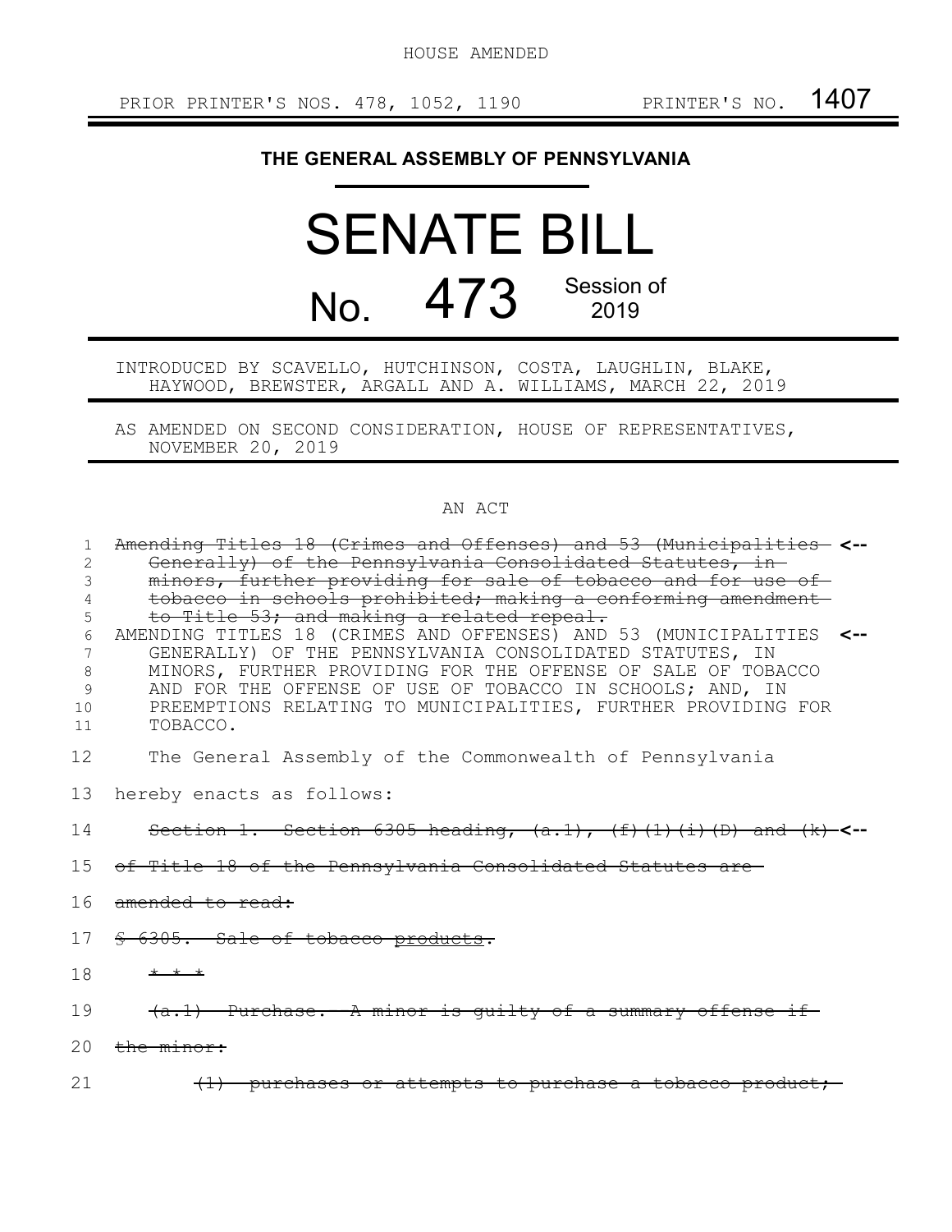HOUSE AMENDED

PRIOR PRINTER'S NOS. 478, 1052, 1190 PRINTER'S NO. 1407

# THE GENERAL ASSEMBLY OF PENNSYLVANIA

# SENATE BILL

# No. 473 Session of 2019

INTRODUCED BY SCAVELLO, HUTCHINSON, COSTA, LAUGHLIN, BLAKE, HAYWOOD, BREWSTER, ARGALL AND A. WILLIAMS, MARCH 22, 2019

AS AMENDED ON SECOND CONSIDERATION, HOUSE OF REPRESENTATIVES, NOVEMBER 20, 2019

AN ACT

1 ~~Amending Titles 18 (Crimes and Offenses) and 53 (Municipalities~~ <--
2 ~~Generally) of the Pennsylvania Consolidated Statutes, in~~
3 ~~minors, further providing for sale of tobacco and for use of~~
4 ~~tobacco in schools prohibited; making a conforming amendment~~
5 ~~to Title 53; and making a related repeal.~~
6 AMENDING TITLES 18 (CRIMES AND OFFENSES) AND 53 (MUNICIPALITIES <--
7 GENERALLY) OF THE PENNSYLVANIA CONSOLIDATED STATUTES, IN
8 MINORS, FURTHER PROVIDING FOR THE OFFENSE OF SALE OF TOBACCO
9 AND FOR THE OFFENSE OF USE OF TOBACCO IN SCHOOLS; AND, IN
10 PREEMPTIONS RELATING TO MUNICIPALITIES, FURTHER PROVIDING FOR
11 TOBACCO.

12 The General Assembly of the Commonwealth of Pennsylvania
13 hereby enacts as follows:

14 ~~Section 1. Section 6305 heading, (a.1), (f)(1)(i)(D) and (k)~~ <--
15 ~~of Title 18 of the Pennsylvania Consolidated Statutes are~~
16 ~~amended to read:~~
17 ~~§ 6305. Sale of tobacco products.~~
18 ~~* * *~~
19 ~~(a.1) Purchase. A minor is guilty of a summary offense if~~
20 ~~the minor:~~
21 ~~(1) purchases or attempts to purchase a tobacco product;~~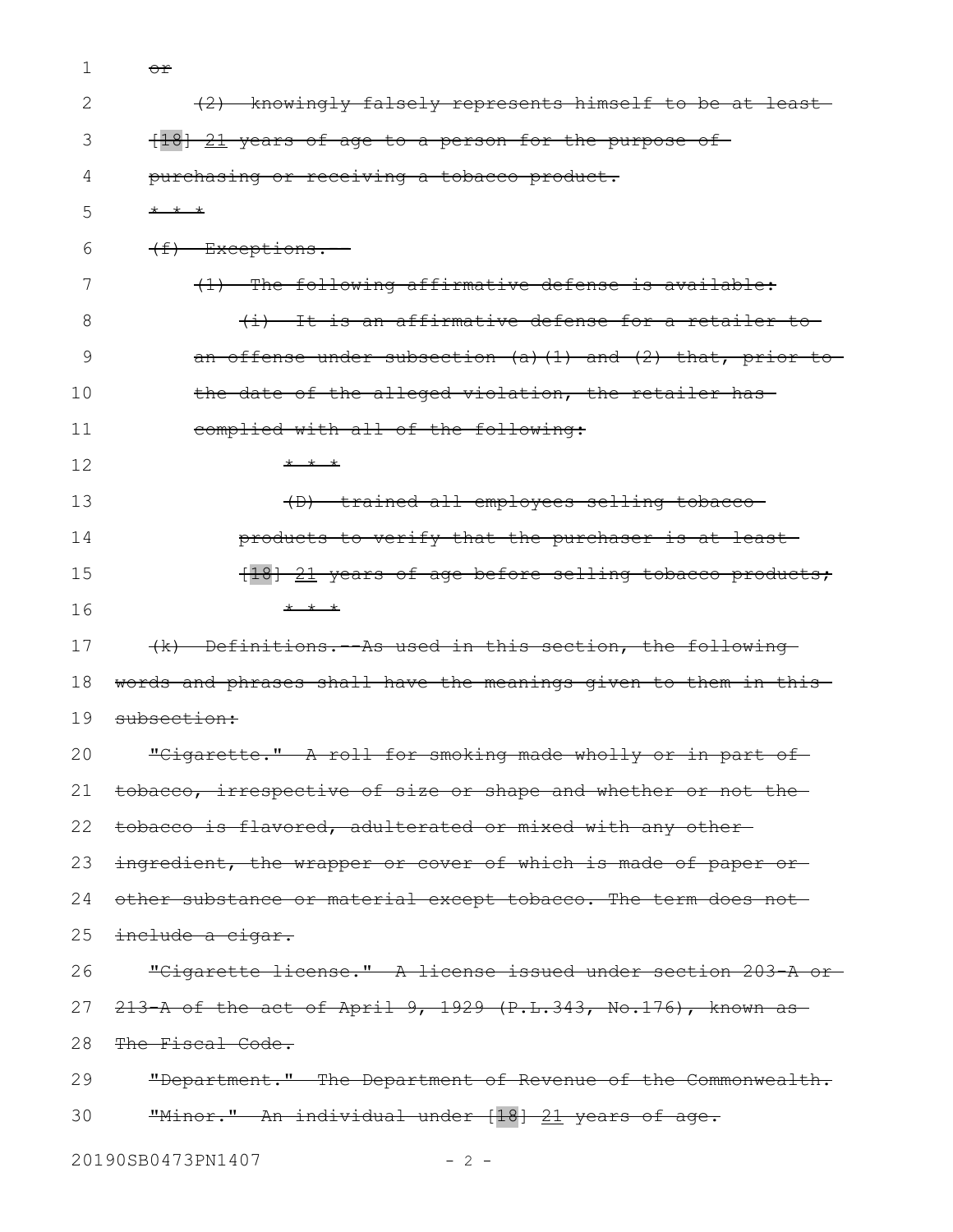~~or~~

~~(2) knowingly falsely represents himself to be at least [18] 21 years of age to a person for the purpose of purchasing or receiving a tobacco product.~~

~~* * *~~

~~(f) Exceptions.~~

~~(1) The following affirmative defense is available:~~

~~(i) It is an affirmative defense for a retailer to an offense under subsection (a)(1) and (2) that, prior to the date of the alleged violation, the retailer has complied with all of the following:~~

~~* * *~~

~~(D) trained all employees selling tobacco products to verify that the purchaser is at least [18] 21 years of age before selling tobacco products;~~

~~* * *~~

~~(k) Definitions.--As used in this section, the following words and phrases shall have the meanings given to them in this subsection:~~

~~"Cigarette." A roll for smoking made wholly or in part of tobacco, irrespective of size or shape and whether or not the tobacco is flavored, adulterated or mixed with any other ingredient, the wrapper or cover of which is made of paper or other substance or material except tobacco. The term does not include a cigar.~~

~~"Cigarette license." A license issued under section 203-A or 213-A of the act of April 9, 1929 (P.L.343, No.176), known as The Fiscal Code.~~

~~"Department." The Department of Revenue of the Commonwealth.~~

~~"Minor." An individual under [18] 21 years of age.~~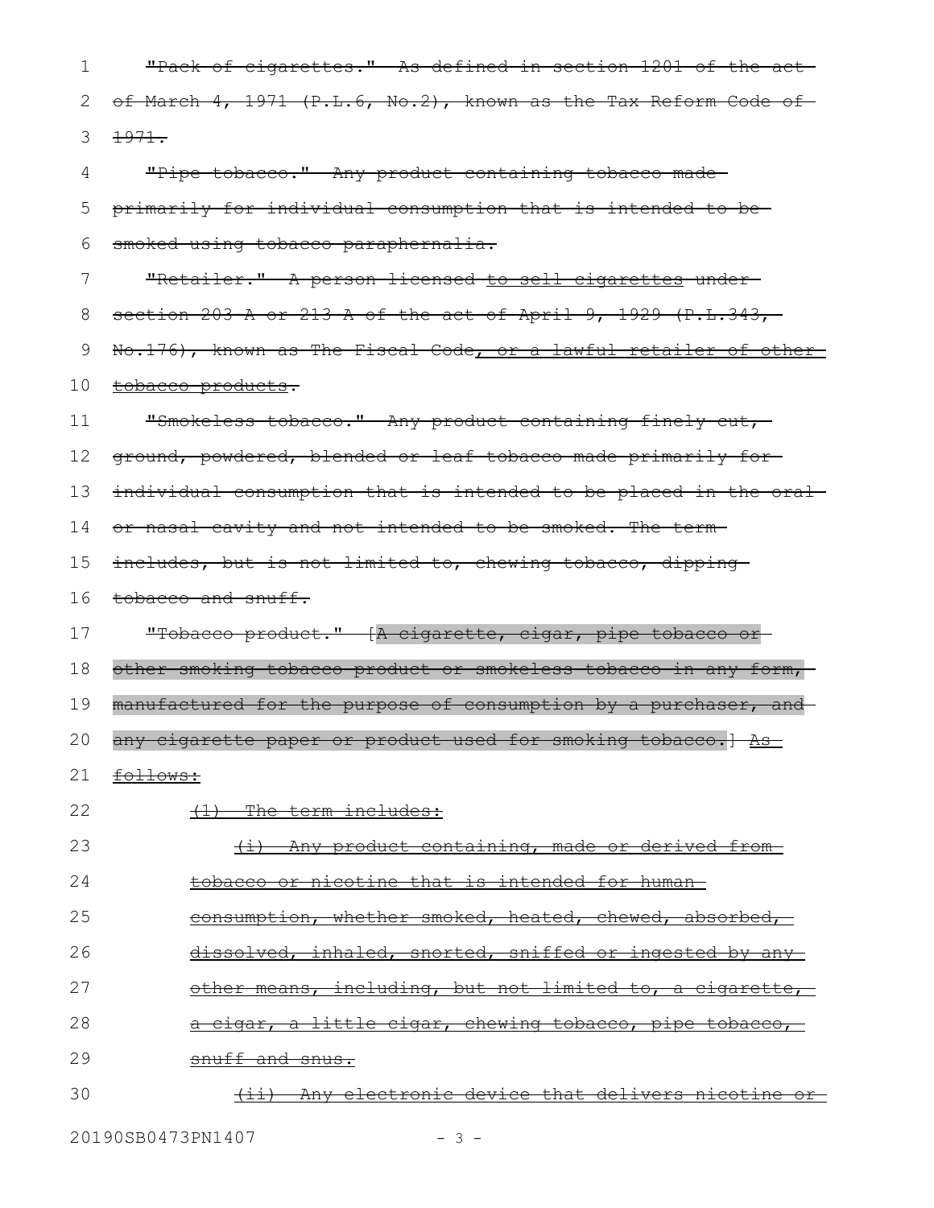"Pack of cigarettes." As defined in section 1201 of the act of March 4, 1971 (P.L.6, No.2), known as the Tax Reform Code of 1971.

"Pipe tobacco." Any product containing tobacco made primarily for individual consumption that is intended to be smoked using tobacco paraphernalia.

"Retailer." A person licensed to sell cigarettes under section 203-A or 213-A of the act of April 9, 1929 (P.L.343, No.176), known as The Fiscal Code, or a lawful retailer of other tobacco products.

"Smokeless tobacco." Any product containing finely cut, ground, powdered, blended or leaf tobacco made primarily for individual consumption that is intended to be placed in the oral or nasal cavity and not intended to be smoked. The term includes, but is not limited to, chewing tobacco, dipping tobacco and snuff.

"Tobacco product." [A cigarette, cigar, pipe tobacco or other smoking tobacco product or smokeless tobacco in any form, manufactured for the purpose of consumption by a purchaser, and any cigarette paper or product used for smoking tobacco.] As follows:

(1) The term includes:

(i) Any product containing, made or derived from tobacco or nicotine that is intended for human consumption, whether smoked, heated, chewed, absorbed, dissolved, inhaled, snorted, sniffed or ingested by any other means, including, but not limited to, a cigarette, a cigar, a little cigar, chewing tobacco, pipe tobacco, snuff and snus.

(ii) Any electronic device that delivers nicotine or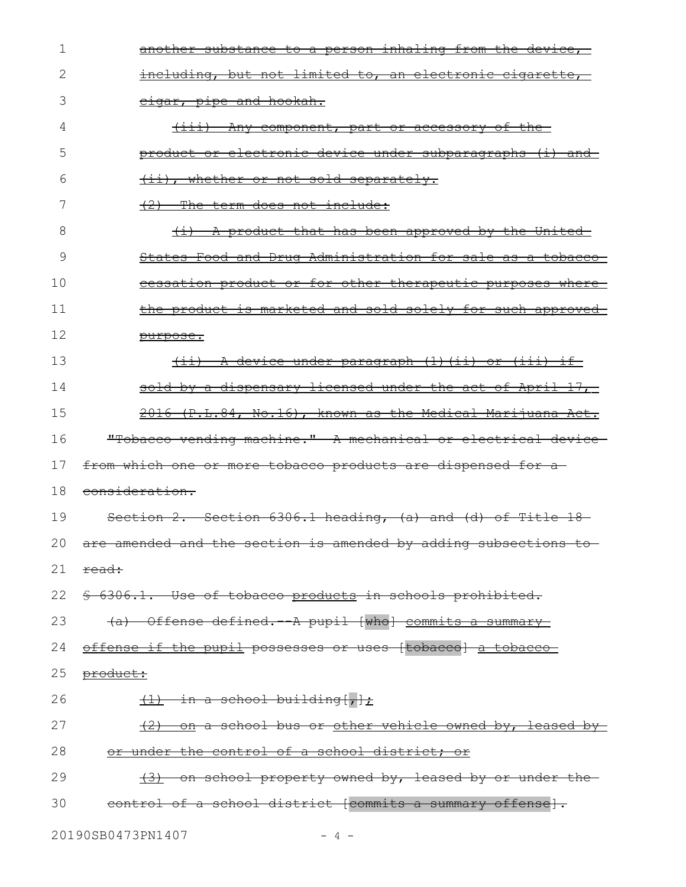another substance to a person inhaling from the device, including, but not limited to, an electronic cigarette, cigar, pipe and hookah.

(iii) Any component, part or accessory of the product or electronic device under subparagraphs (i) and (ii), whether or not sold separately.

(2) The term does not include:

(i) A product that has been approved by the United States Food and Drug Administration for sale as a tobacco cessation product or for other therapeutic purposes where the product is marketed and sold solely for such approved purpose.

(ii) A device under paragraph (1)(ii) or (iii) if sold by a dispensary licensed under the act of April 17, 2016 (P.L.84, No.16), known as the Medical Marijuana Act.

"Tobacco vending machine." A mechanical or electrical device from which one or more tobacco products are dispensed for a consideration.

Section 2. Section 6306.1 heading, (a) and (d) of Title 18 are amended and the section is amended by adding subsections to read:

§ 6306.1. Use of tobacco products in schools prohibited.

(a) Offense defined.--A pupil [who] commits a summary offense if the pupil possesses or uses [tobacco] a tobacco product:

(1) in a school building[,];

(2) on a school bus or other vehicle owned by, leased by or under the control of a school district; or

(3) on school property owned by, leased by or under the control of a school district [commits a summary offense].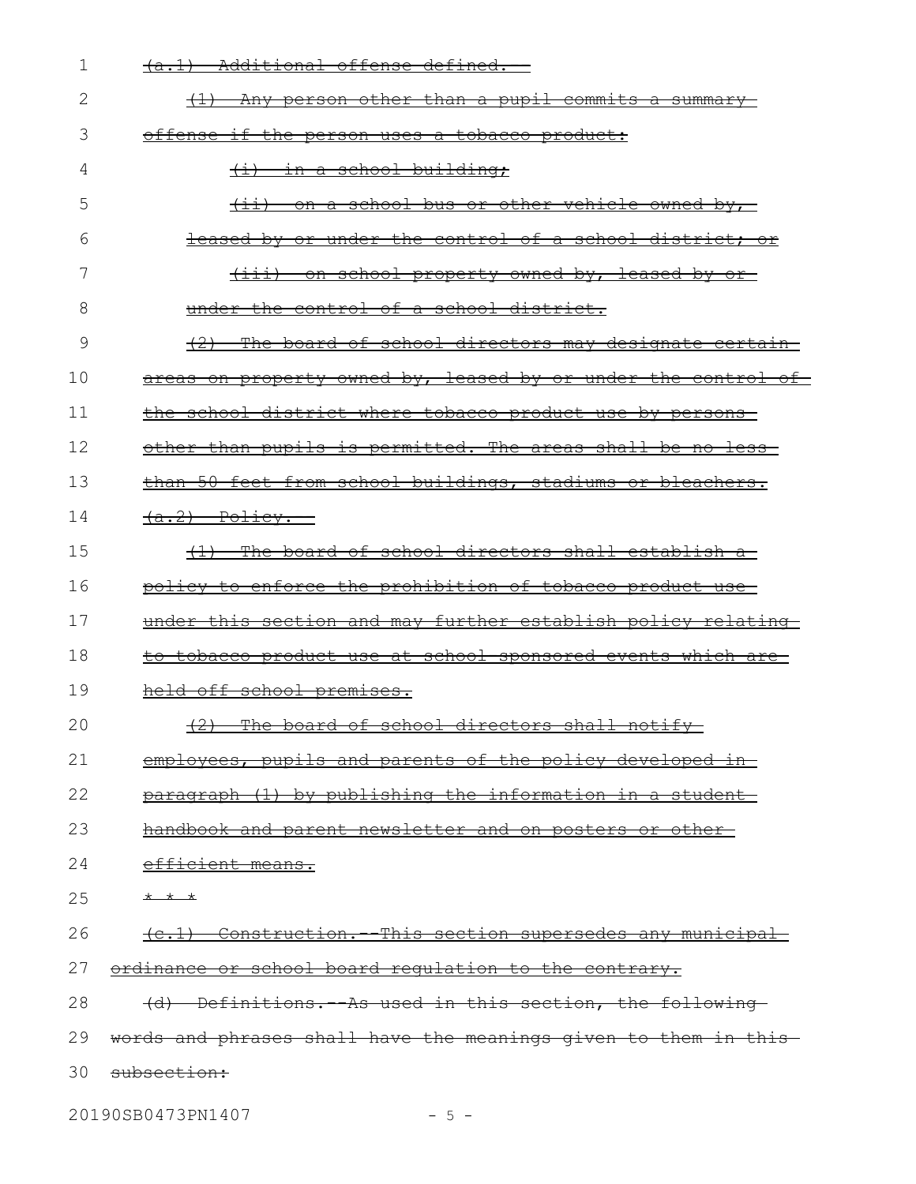(a.1) Additional offense defined.

(1) Any person other than a pupil commits a summary offense if the person uses a tobacco product:

(i) in a school building;

(ii) on a school bus or other vehicle owned by, leased by or under the control of a school district; or

(iii) on school property owned by, leased by or under the control of a school district.

(2) The board of school directors may designate certain areas on property owned by, leased by or under the control of the school district where tobacco product use by persons other than pupils is permitted. The areas shall be no less than 50 feet from school buildings, stadiums or bleachers.

(a.2) Policy.

(1) The board of school directors shall establish a policy to enforce the prohibition of tobacco product use under this section and may further establish policy relating to tobacco product use at school-sponsored events which are held off school premises.

(2) The board of school directors shall notify employees, pupils and parents of the policy developed in paragraph (1) by publishing the information in a student handbook and parent newsletter and on posters or other efficient means.

* * *

(c.1) Construction.--This section supersedes any municipal ordinance or school board regulation to the contrary.

(d) Definitions.--As used in this section, the following words and phrases shall have the meanings given to them in this subsection: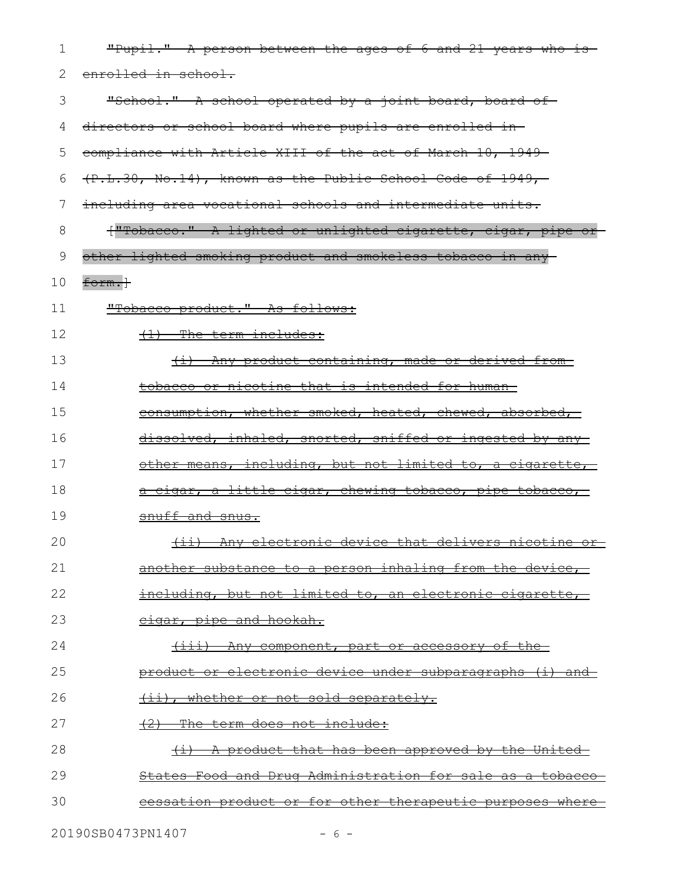"Pupil." A person between the ages of 6 and 21 years who is enrolled in school.

"School." A school operated by a joint board, board of directors or school board where pupils are enrolled in compliance with Article XIII of the act of March 10, 1949 (P.L.30, No.14), known as the Public School Code of 1949, including area vocational schools and intermediate units.

["Tobacco." A lighted or unlighted cigarette, cigar, pipe or other lighted smoking product and smokeless tobacco in any form.]

"Tobacco product." As follows:

(1) The term includes:

(i) Any product containing, made or derived from tobacco or nicotine that is intended for human consumption, whether smoked, heated, chewed, absorbed, dissolved, inhaled, snorted, sniffed or ingested by any other means, including, but not limited to, a cigarette, a cigar, a little cigar, chewing tobacco, pipe tobacco, snuff and snus.

(ii) Any electronic device that delivers nicotine or another substance to a person inhaling from the device, including, but not limited to, an electronic cigarette, cigar, pipe and hookah.

(iii) Any component, part or accessory of the product or electronic device under subparagraphs (i) and (ii), whether or not sold separately.

(2) The term does not include:

(i) A product that has been approved by the United States Food and Drug Administration for sale as a tobacco cessation product or for other therapeutic purposes where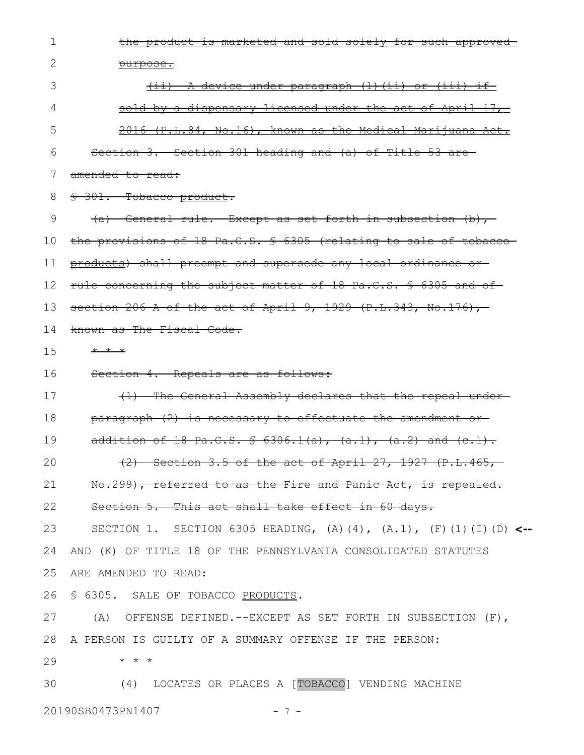~~the product is marketed and sold solely for such approved purpose.~~

~~(ii) A device under paragraph (1)(ii) or (iii) if sold by a dispensary licensed under the act of April 17, 2016 (P.L.84, No.16), known as the Medical Marijuana Act.~~

~~Section 3. Section 301 heading and (a) of Title 53 are amended to read:~~

~~§ 301. Tobacco product.~~

~~(a) General rule.--Except as set forth in subsection (b), the provisions of 18 Pa.C.S. § 6305 (relating to sale of tobacco products) shall preempt and supersede any local ordinance or rule concerning the subject matter of 18 Pa.C.S. § 6305 and of section 206-A of the act of April 9, 1929 (P.L.343, No.176), known as The Fiscal Code.~~

~~* * *~~

~~Section 4. Repeals are as follows:~~

~~(1) The General Assembly declares that the repeal under paragraph (2) is necessary to effectuate the amendment or addition of 18 Pa.C.S. § 6306.1(a), (a.1), (a.2) and (c.1).~~

~~(2) Section 3.5 of the act of April 27, 1927 (P.L.465, No.299), referred to as the Fire and Panic Act, is repealed.~~

~~Section 5. This act shall take effect in 60 days.~~

SECTION 1. SECTION 6305 HEADING, (A)(4), (A.1), (F)(1)(I)(D) AND (K) OF TITLE 18 OF THE PENNSYLVANIA CONSOLIDATED STATUTES ARE AMENDED TO READ:

§ 6305. SALE OF TOBACCO PRODUCTS.

(A) OFFENSE DEFINED.--EXCEPT AS SET FORTH IN SUBSECTION (F), A PERSON IS GUILTY OF A SUMMARY OFFENSE IF THE PERSON:

* * *

(4) LOCATES OR PLACES A [TOBACCO] VENDING MACHINE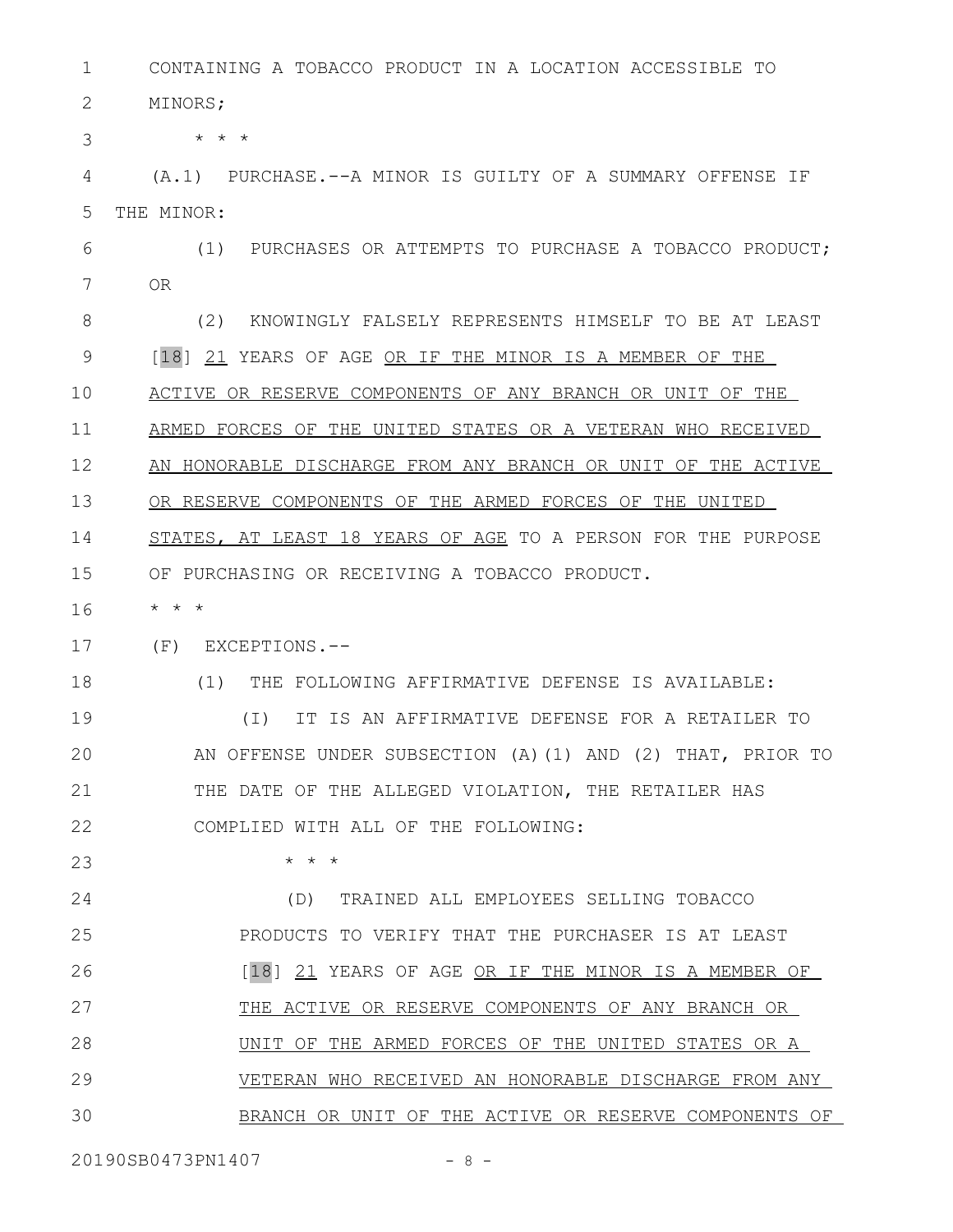CONTAINING A TOBACCO PRODUCT IN A LOCATION ACCESSIBLE TO MINORS;

\* \* \*

(A.1) PURCHASE.--A MINOR IS GUILTY OF A SUMMARY OFFENSE IF THE MINOR:

(1) PURCHASES OR ATTEMPTS TO PURCHASE A TOBACCO PRODUCT; OR

(2) KNOWINGLY FALSELY REPRESENTS HIMSELF TO BE AT LEAST [18] <u>21</u> YEARS OF AGE <u>OR IF THE MINOR IS A MEMBER OF THE ACTIVE OR RESERVE COMPONENTS OF ANY BRANCH OR UNIT OF THE ARMED FORCES OF THE UNITED STATES OR A VETERAN WHO RECEIVED AN HONORABLE DISCHARGE FROM ANY BRANCH OR UNIT OF THE ACTIVE OR RESERVE COMPONENTS OF THE ARMED FORCES OF THE UNITED STATES, AT LEAST 18 YEARS OF AGE</u> TO A PERSON FOR THE PURPOSE OF PURCHASING OR RECEIVING A TOBACCO PRODUCT.

\* \* \*

(F) EXCEPTIONS.--

(1) THE FOLLOWING AFFIRMATIVE DEFENSE IS AVAILABLE:

(I) IT IS AN AFFIRMATIVE DEFENSE FOR A RETAILER TO AN OFFENSE UNDER SUBSECTION (A)(1) AND (2) THAT, PRIOR TO THE DATE OF THE ALLEGED VIOLATION, THE RETAILER HAS COMPLIED WITH ALL OF THE FOLLOWING:

\* \* \*

(D) TRAINED ALL EMPLOYEES SELLING TOBACCO PRODUCTS TO VERIFY THAT THE PURCHASER IS AT LEAST [18] <u>21</u> YEARS OF AGE <u>OR IF THE MINOR IS A MEMBER OF THE ACTIVE OR RESERVE COMPONENTS OF ANY BRANCH OR UNIT OF THE ARMED FORCES OF THE UNITED STATES OR A VETERAN WHO RECEIVED AN HONORABLE DISCHARGE FROM ANY BRANCH OR UNIT OF THE ACTIVE OR RESERVE COMPONENTS OF</u>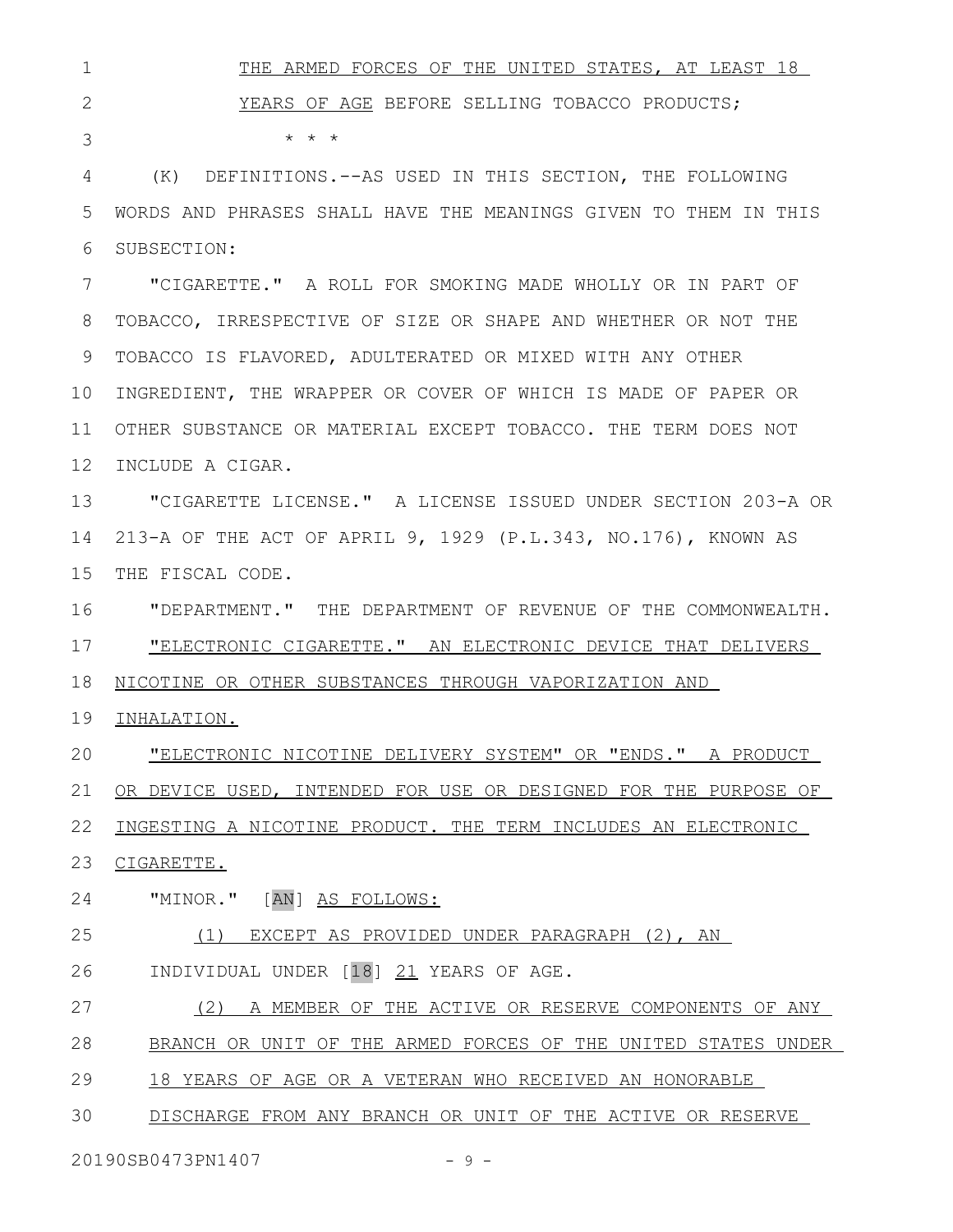THE ARMED FORCES OF THE UNITED STATES, AT LEAST 18 YEARS OF AGE BEFORE SELLING TOBACCO PRODUCTS;

* * *

(K) DEFINITIONS.--AS USED IN THIS SECTION, THE FOLLOWING WORDS AND PHRASES SHALL HAVE THE MEANINGS GIVEN TO THEM IN THIS SUBSECTION:

"CIGARETTE." A ROLL FOR SMOKING MADE WHOLLY OR IN PART OF TOBACCO, IRRESPECTIVE OF SIZE OR SHAPE AND WHETHER OR NOT THE TOBACCO IS FLAVORED, ADULTERATED OR MIXED WITH ANY OTHER INGREDIENT, THE WRAPPER OR COVER OF WHICH IS MADE OF PAPER OR OTHER SUBSTANCE OR MATERIAL EXCEPT TOBACCO. THE TERM DOES NOT INCLUDE A CIGAR.

"CIGARETTE LICENSE." A LICENSE ISSUED UNDER SECTION 203-A OR 213-A OF THE ACT OF APRIL 9, 1929 (P.L.343, NO.176), KNOWN AS THE FISCAL CODE.

"DEPARTMENT." THE DEPARTMENT OF REVENUE OF THE COMMONWEALTH.

"ELECTRONIC CIGARETTE." AN ELECTRONIC DEVICE THAT DELIVERS NICOTINE OR OTHER SUBSTANCES THROUGH VAPORIZATION AND INHALATION.

"ELECTRONIC NICOTINE DELIVERY SYSTEM" OR "ENDS." A PRODUCT OR DEVICE USED, INTENDED FOR USE OR DESIGNED FOR THE PURPOSE OF INGESTING A NICOTINE PRODUCT. THE TERM INCLUDES AN ELECTRONIC CIGARETTE.

"MINOR." [AN] AS FOLLOWS:

(1) EXCEPT AS PROVIDED UNDER PARAGRAPH (2), AN INDIVIDUAL UNDER [18] 21 YEARS OF AGE.

(2) A MEMBER OF THE ACTIVE OR RESERVE COMPONENTS OF ANY BRANCH OR UNIT OF THE ARMED FORCES OF THE UNITED STATES UNDER 18 YEARS OF AGE OR A VETERAN WHO RECEIVED AN HONORABLE DISCHARGE FROM ANY BRANCH OR UNIT OF THE ACTIVE OR RESERVE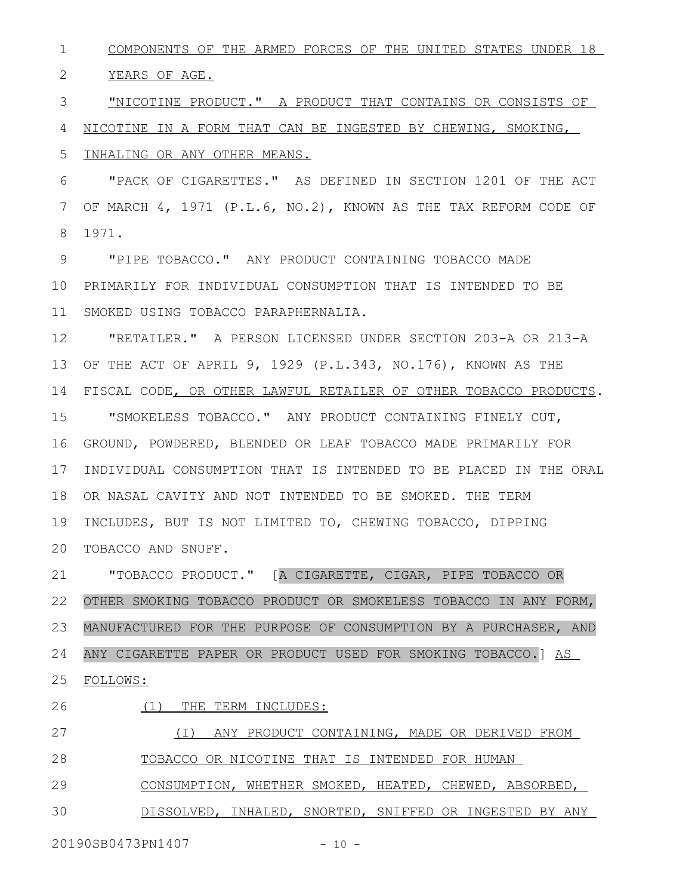COMPONENTS OF THE ARMED FORCES OF THE UNITED STATES UNDER 18 YEARS OF AGE.

"NICOTINE PRODUCT." A PRODUCT THAT CONTAINS OR CONSISTS OF NICOTINE IN A FORM THAT CAN BE INGESTED BY CHEWING, SMOKING, INHALING OR ANY OTHER MEANS.

"PACK OF CIGARETTES." AS DEFINED IN SECTION 1201 OF THE ACT OF MARCH 4, 1971 (P.L.6, NO.2), KNOWN AS THE TAX REFORM CODE OF 1971.

"PIPE TOBACCO." ANY PRODUCT CONTAINING TOBACCO MADE PRIMARILY FOR INDIVIDUAL CONSUMPTION THAT IS INTENDED TO BE SMOKED USING TOBACCO PARAPHERNALIA.

"RETAILER." A PERSON LICENSED UNDER SECTION 203-A OR 213-A OF THE ACT OF APRIL 9, 1929 (P.L.343, NO.176), KNOWN AS THE FISCAL CODE, OR OTHER LAWFUL RETAILER OF OTHER TOBACCO PRODUCTS.

"SMOKELESS TOBACCO." ANY PRODUCT CONTAINING FINELY CUT, GROUND, POWDERED, BLENDED OR LEAF TOBACCO MADE PRIMARILY FOR INDIVIDUAL CONSUMPTION THAT IS INTENDED TO BE PLACED IN THE ORAL OR NASAL CAVITY AND NOT INTENDED TO BE SMOKED. THE TERM INCLUDES, BUT IS NOT LIMITED TO, CHEWING TOBACCO, DIPPING TOBACCO AND SNUFF.

"TOBACCO PRODUCT." [A CIGARETTE, CIGAR, PIPE TOBACCO OR OTHER SMOKING TOBACCO PRODUCT OR SMOKELESS TOBACCO IN ANY FORM, MANUFACTURED FOR THE PURPOSE OF CONSUMPTION BY A PURCHASER, AND ANY CIGARETTE PAPER OR PRODUCT USED FOR SMOKING TOBACCO.] AS FOLLOWS:

(1) THE TERM INCLUDES:

(I) ANY PRODUCT CONTAINING, MADE OR DERIVED FROM TOBACCO OR NICOTINE THAT IS INTENDED FOR HUMAN CONSUMPTION, WHETHER SMOKED, HEATED, CHEWED, ABSORBED, DISSOLVED, INHALED, SNORTED, SNIFFED OR INGESTED BY ANY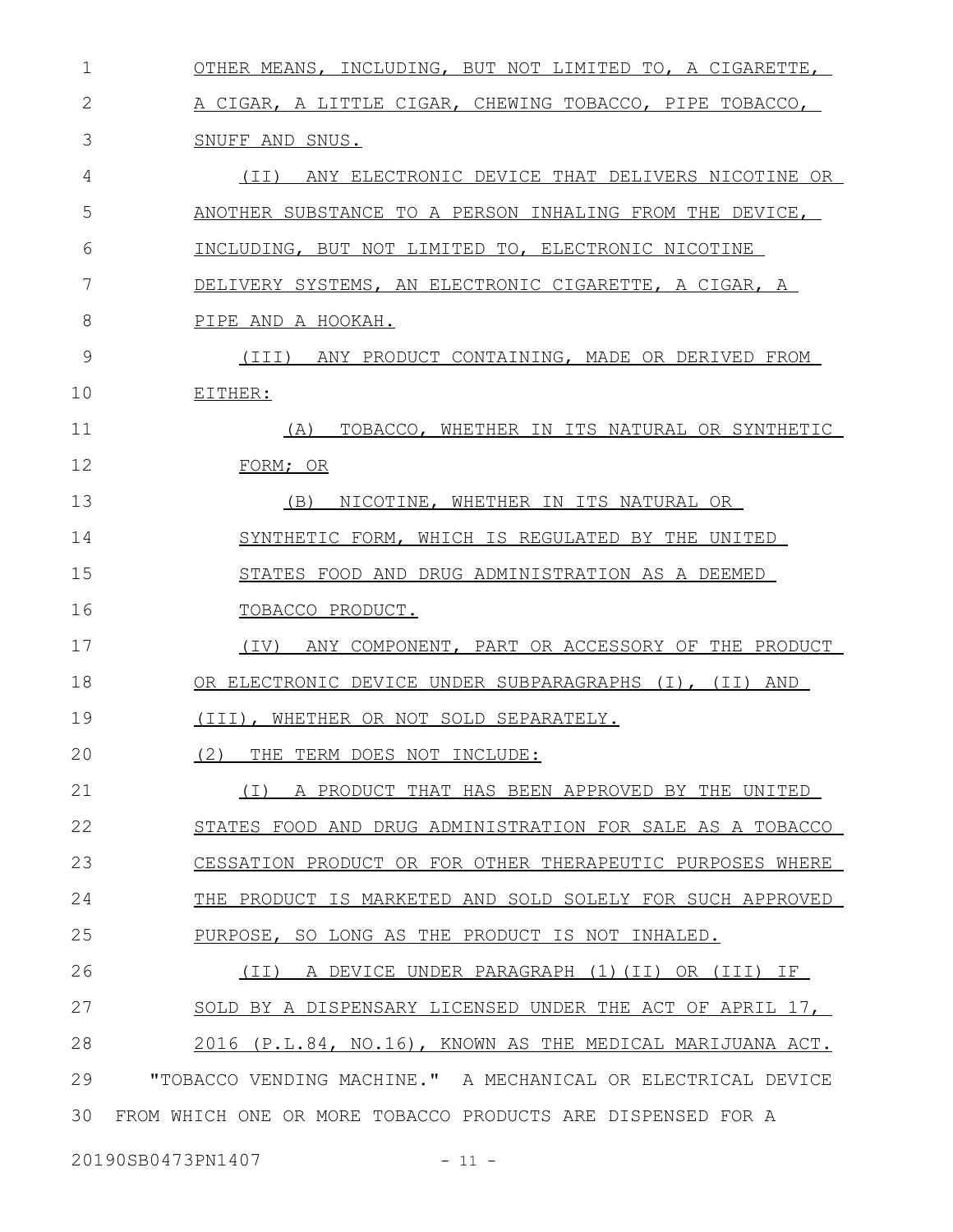OTHER MEANS, INCLUDING, BUT NOT LIMITED TO, A CIGARETTE, A CIGAR, A LITTLE CIGAR, CHEWING TOBACCO, PIPE TOBACCO, SNUFF AND SNUS.

(II) ANY ELECTRONIC DEVICE THAT DELIVERS NICOTINE OR ANOTHER SUBSTANCE TO A PERSON INHALING FROM THE DEVICE, INCLUDING, BUT NOT LIMITED TO, ELECTRONIC NICOTINE DELIVERY SYSTEMS, AN ELECTRONIC CIGARETTE, A CIGAR, A PIPE AND A HOOKAH.

(III) ANY PRODUCT CONTAINING, MADE OR DERIVED FROM EITHER:

(A) TOBACCO, WHETHER IN ITS NATURAL OR SYNTHETIC FORM; OR

(B) NICOTINE, WHETHER IN ITS NATURAL OR SYNTHETIC FORM, WHICH IS REGULATED BY THE UNITED STATES FOOD AND DRUG ADMINISTRATION AS A DEEMED TOBACCO PRODUCT.

(IV) ANY COMPONENT, PART OR ACCESSORY OF THE PRODUCT OR ELECTRONIC DEVICE UNDER SUBPARAGRAPHS (I), (II) AND (III), WHETHER OR NOT SOLD SEPARATELY.

(2) THE TERM DOES NOT INCLUDE:

(I) A PRODUCT THAT HAS BEEN APPROVED BY THE UNITED STATES FOOD AND DRUG ADMINISTRATION FOR SALE AS A TOBACCO CESSATION PRODUCT OR FOR OTHER THERAPEUTIC PURPOSES WHERE THE PRODUCT IS MARKETED AND SOLD SOLELY FOR SUCH APPROVED PURPOSE, SO LONG AS THE PRODUCT IS NOT INHALED.

(II) A DEVICE UNDER PARAGRAPH (1)(II) OR (III) IF SOLD BY A DISPENSARY LICENSED UNDER THE ACT OF APRIL 17, 2016 (P.L.84, NO.16), KNOWN AS THE MEDICAL MARIJUANA ACT.

"TOBACCO VENDING MACHINE." A MECHANICAL OR ELECTRICAL DEVICE FROM WHICH ONE OR MORE TOBACCO PRODUCTS ARE DISPENSED FOR A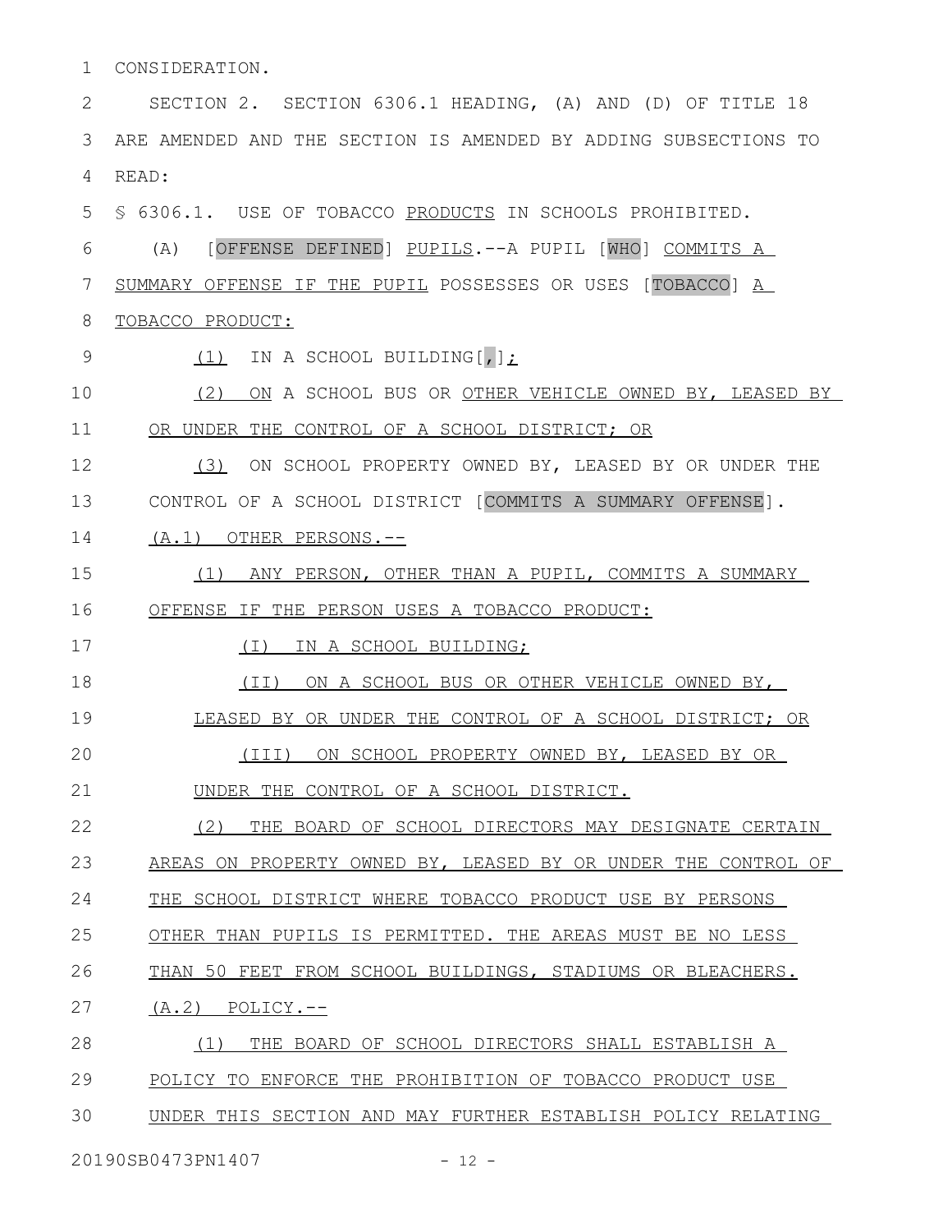CONSIDERATION.

SECTION 2. SECTION 6306.1 HEADING, (A) AND (D) OF TITLE 18 ARE AMENDED AND THE SECTION IS AMENDED BY ADDING SUBSECTIONS TO READ:

§ 6306.1. USE OF TOBACCO PRODUCTS IN SCHOOLS PROHIBITED.

(A) [OFFENSE DEFINED] PUPILS.--A PUPIL [WHO] COMMITS A SUMMARY OFFENSE IF THE PUPIL POSSESSES OR USES [TOBACCO] A TOBACCO PRODUCT:

(1) IN A SCHOOL BUILDING[,];

(2) ON A SCHOOL BUS OR OTHER VEHICLE OWNED BY, LEASED BY OR UNDER THE CONTROL OF A SCHOOL DISTRICT; OR

(3) ON SCHOOL PROPERTY OWNED BY, LEASED BY OR UNDER THE CONTROL OF A SCHOOL DISTRICT [COMMITS A SUMMARY OFFENSE].

(A.1) OTHER PERSONS.--

(1) ANY PERSON, OTHER THAN A PUPIL, COMMITS A SUMMARY OFFENSE IF THE PERSON USES A TOBACCO PRODUCT:

(I) IN A SCHOOL BUILDING;

(II) ON A SCHOOL BUS OR OTHER VEHICLE OWNED BY, LEASED BY OR UNDER THE CONTROL OF A SCHOOL DISTRICT; OR

(III) ON SCHOOL PROPERTY OWNED BY, LEASED BY OR UNDER THE CONTROL OF A SCHOOL DISTRICT.

(2) THE BOARD OF SCHOOL DIRECTORS MAY DESIGNATE CERTAIN AREAS ON PROPERTY OWNED BY, LEASED BY OR UNDER THE CONTROL OF THE SCHOOL DISTRICT WHERE TOBACCO PRODUCT USE BY PERSONS OTHER THAN PUPILS IS PERMITTED. THE AREAS MUST BE NO LESS THAN 50 FEET FROM SCHOOL BUILDINGS, STADIUMS OR BLEACHERS.

(A.2) POLICY.--

(1) THE BOARD OF SCHOOL DIRECTORS SHALL ESTABLISH A POLICY TO ENFORCE THE PROHIBITION OF TOBACCO PRODUCT USE UNDER THIS SECTION AND MAY FURTHER ESTABLISH POLICY RELATING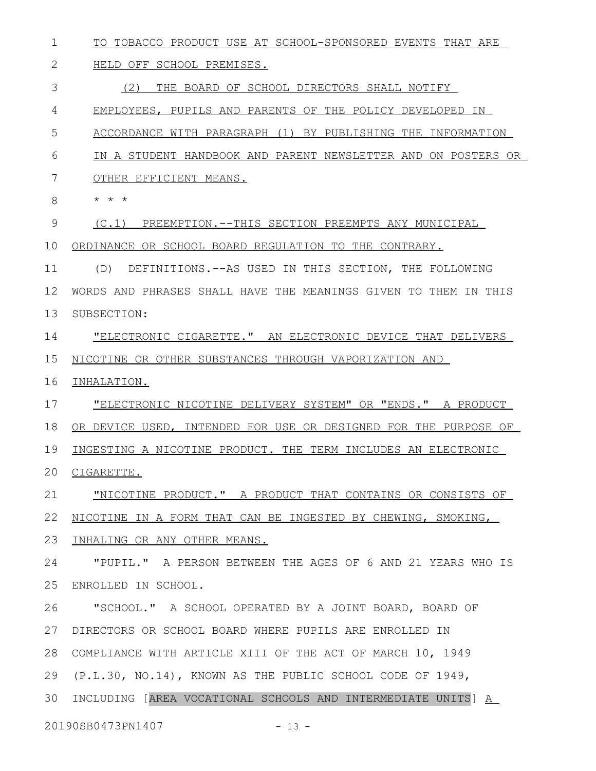TO TOBACCO PRODUCT USE AT SCHOOL-SPONSORED EVENTS THAT ARE HELD OFF SCHOOL PREMISES.

(2) THE BOARD OF SCHOOL DIRECTORS SHALL NOTIFY EMPLOYEES, PUPILS AND PARENTS OF THE POLICY DEVELOPED IN ACCORDANCE WITH PARAGRAPH (1) BY PUBLISHING THE INFORMATION IN A STUDENT HANDBOOK AND PARENT NEWSLETTER AND ON POSTERS OR OTHER EFFICIENT MEANS.

* * *

(C.1) PREEMPTION.--THIS SECTION PREEMPTS ANY MUNICIPAL ORDINANCE OR SCHOOL BOARD REGULATION TO THE CONTRARY.

(D) DEFINITIONS.--AS USED IN THIS SECTION, THE FOLLOWING WORDS AND PHRASES SHALL HAVE THE MEANINGS GIVEN TO THEM IN THIS SUBSECTION:

"ELECTRONIC CIGARETTE." AN ELECTRONIC DEVICE THAT DELIVERS NICOTINE OR OTHER SUBSTANCES THROUGH VAPORIZATION AND INHALATION.

"ELECTRONIC NICOTINE DELIVERY SYSTEM" OR "ENDS." A PRODUCT OR DEVICE USED, INTENDED FOR USE OR DESIGNED FOR THE PURPOSE OF INGESTING A NICOTINE PRODUCT. THE TERM INCLUDES AN ELECTRONIC CIGARETTE.

"NICOTINE PRODUCT." A PRODUCT THAT CONTAINS OR CONSISTS OF NICOTINE IN A FORM THAT CAN BE INGESTED BY CHEWING, SMOKING, INHALING OR ANY OTHER MEANS.

"PUPIL." A PERSON BETWEEN THE AGES OF 6 AND 21 YEARS WHO IS ENROLLED IN SCHOOL.

"SCHOOL." A SCHOOL OPERATED BY A JOINT BOARD, BOARD OF DIRECTORS OR SCHOOL BOARD WHERE PUPILS ARE ENROLLED IN COMPLIANCE WITH ARTICLE XIII OF THE ACT OF MARCH 10, 1949 (P.L.30, NO.14), KNOWN AS THE PUBLIC SCHOOL CODE OF 1949, INCLUDING [AREA VOCATIONAL SCHOOLS AND INTERMEDIATE UNITS] A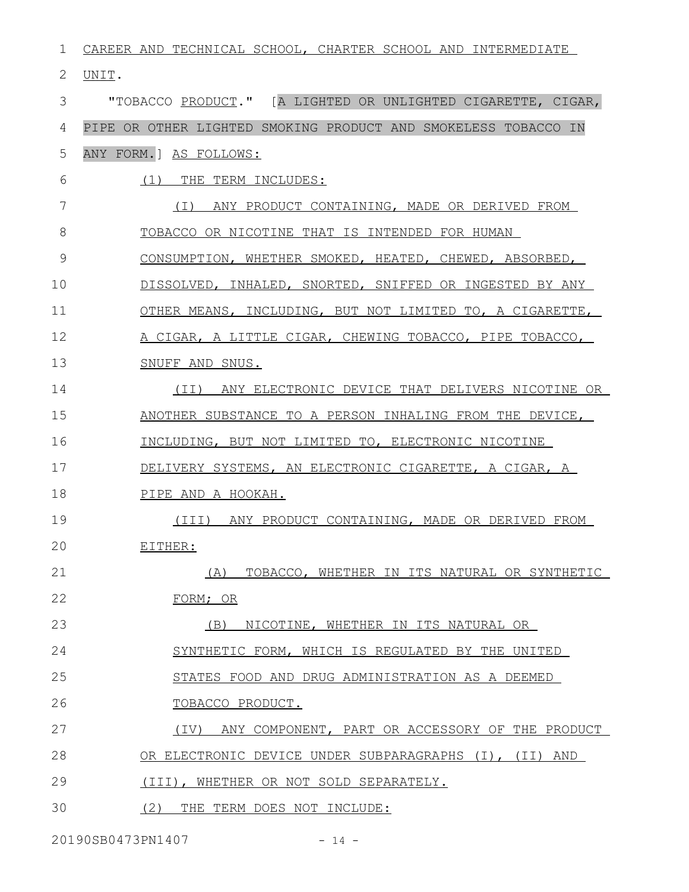CAREER AND TECHNICAL SCHOOL, CHARTER SCHOOL AND INTERMEDIATE UNIT.

"TOBACCO PRODUCT." [A LIGHTED OR UNLIGHTED CIGARETTE, CIGAR, PIPE OR OTHER LIGHTED SMOKING PRODUCT AND SMOKELESS TOBACCO IN ANY FORM.] AS FOLLOWS:

(1) THE TERM INCLUDES:

(I) ANY PRODUCT CONTAINING, MADE OR DERIVED FROM TOBACCO OR NICOTINE THAT IS INTENDED FOR HUMAN CONSUMPTION, WHETHER SMOKED, HEATED, CHEWED, ABSORBED, DISSOLVED, INHALED, SNORTED, SNIFFED OR INGESTED BY ANY OTHER MEANS, INCLUDING, BUT NOT LIMITED TO, A CIGARETTE, A CIGAR, A LITTLE CIGAR, CHEWING TOBACCO, PIPE TOBACCO, SNUFF AND SNUS.

(II) ANY ELECTRONIC DEVICE THAT DELIVERS NICOTINE OR ANOTHER SUBSTANCE TO A PERSON INHALING FROM THE DEVICE, INCLUDING, BUT NOT LIMITED TO, ELECTRONIC NICOTINE DELIVERY SYSTEMS, AN ELECTRONIC CIGARETTE, A CIGAR, A PIPE AND A HOOKAH.

(III) ANY PRODUCT CONTAINING, MADE OR DERIVED FROM EITHER:

(A) TOBACCO, WHETHER IN ITS NATURAL OR SYNTHETIC FORM; OR

(B) NICOTINE, WHETHER IN ITS NATURAL OR SYNTHETIC FORM, WHICH IS REGULATED BY THE UNITED STATES FOOD AND DRUG ADMINISTRATION AS A DEEMED TOBACCO PRODUCT.

(IV) ANY COMPONENT, PART OR ACCESSORY OF THE PRODUCT OR ELECTRONIC DEVICE UNDER SUBPARAGRAPHS (I), (II) AND (III), WHETHER OR NOT SOLD SEPARATELY.

(2) THE TERM DOES NOT INCLUDE: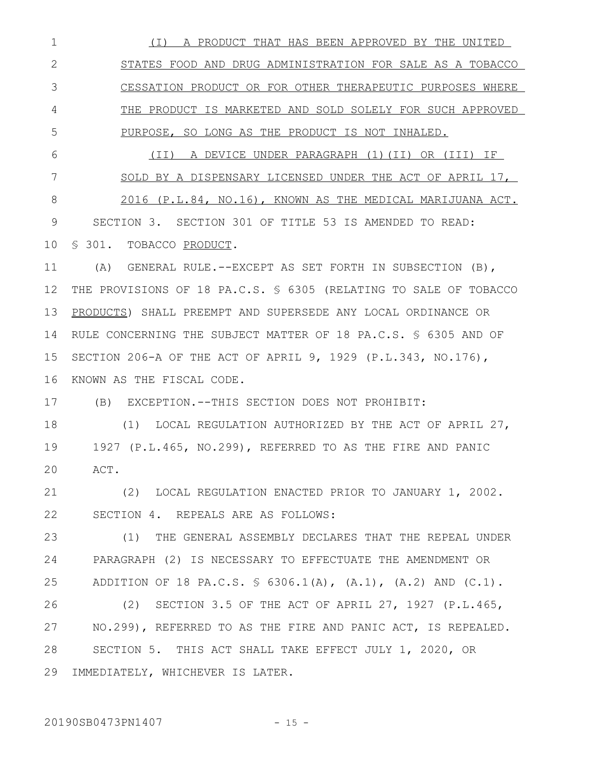(I) A PRODUCT THAT HAS BEEN APPROVED BY THE UNITED STATES FOOD AND DRUG ADMINISTRATION FOR SALE AS A TOBACCO CESSATION PRODUCT OR FOR OTHER THERAPEUTIC PURPOSES WHERE THE PRODUCT IS MARKETED AND SOLD SOLELY FOR SUCH APPROVED PURPOSE, SO LONG AS THE PRODUCT IS NOT INHALED.

(II) A DEVICE UNDER PARAGRAPH (1)(II) OR (III) IF SOLD BY A DISPENSARY LICENSED UNDER THE ACT OF APRIL 17, 2016 (P.L.84, NO.16), KNOWN AS THE MEDICAL MARIJUANA ACT.

SECTION 3. SECTION 301 OF TITLE 53 IS AMENDED TO READ:

§ 301. TOBACCO PRODUCT.

(A) GENERAL RULE.--EXCEPT AS SET FORTH IN SUBSECTION (B), THE PROVISIONS OF 18 PA.C.S. § 6305 (RELATING TO SALE OF TOBACCO PRODUCTS) SHALL PREEMPT AND SUPERSEDE ANY LOCAL ORDINANCE OR RULE CONCERNING THE SUBJECT MATTER OF 18 PA.C.S. § 6305 AND OF SECTION 206-A OF THE ACT OF APRIL 9, 1929 (P.L.343, NO.176), KNOWN AS THE FISCAL CODE.

(B) EXCEPTION.--THIS SECTION DOES NOT PROHIBIT:

(1) LOCAL REGULATION AUTHORIZED BY THE ACT OF APRIL 27, 1927 (P.L.465, NO.299), REFERRED TO AS THE FIRE AND PANIC ACT.

(2) LOCAL REGULATION ENACTED PRIOR TO JANUARY 1, 2002.

SECTION 4. REPEALS ARE AS FOLLOWS:

(1) THE GENERAL ASSEMBLY DECLARES THAT THE REPEAL UNDER PARAGRAPH (2) IS NECESSARY TO EFFECTUATE THE AMENDMENT OR ADDITION OF 18 PA.C.S. § 6306.1(A), (A.1), (A.2) AND (C.1).

(2) SECTION 3.5 OF THE ACT OF APRIL 27, 1927 (P.L.465, NO.299), REFERRED TO AS THE FIRE AND PANIC ACT, IS REPEALED.

SECTION 5. THIS ACT SHALL TAKE EFFECT JULY 1, 2020, OR IMMEDIATELY, WHICHEVER IS LATER.